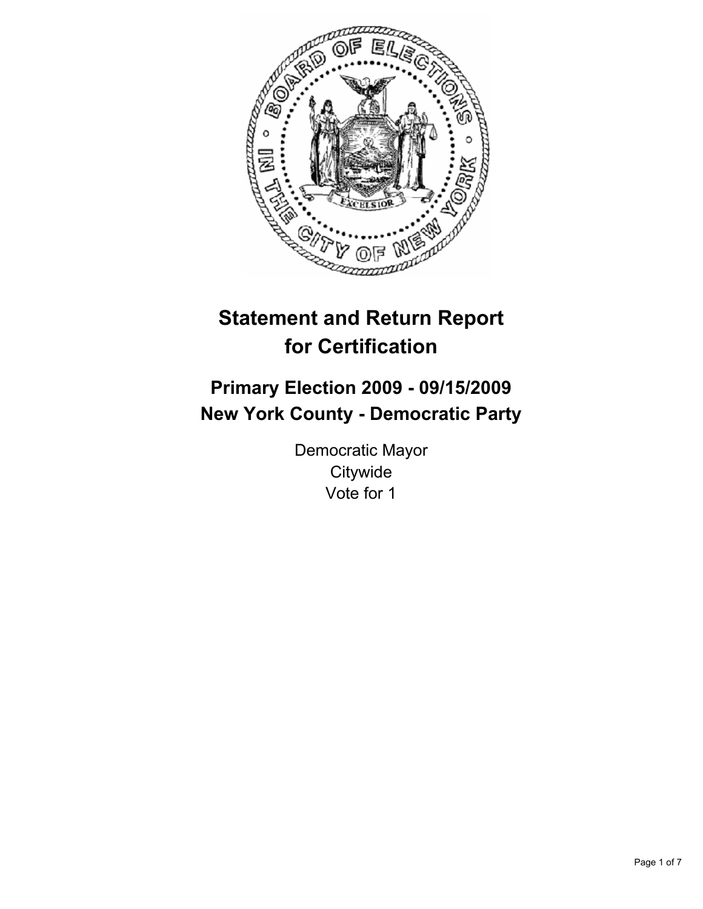# Statement and Return Report for Certification

## Primary Election 2009 - 09/15/2009
## New York County - Democratic Party

Democratic Mayor
Citywide
Vote for 1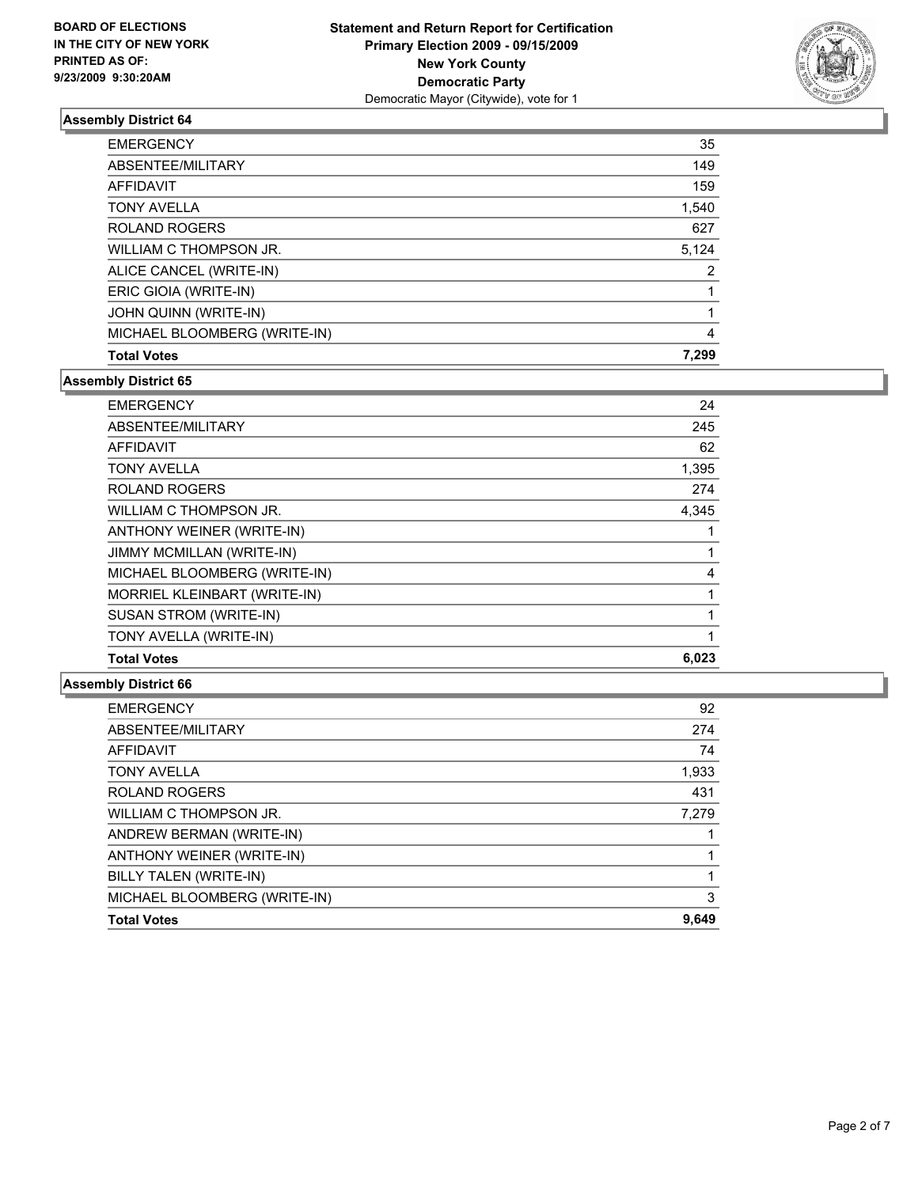**BOARD OF ELECTIONS IN THE CITY OF NEW YORK PRINTED AS OF: 9/23/2009 9:30:20AM**

# Statement and Return Report for Certification
## Primary Election 2009 - 09/15/2009
## New York County
## Democratic Party
Democratic Mayor (Citywide), vote for 1

### Assembly District 64

| | |
|---|---|
| EMERGENCY | 35 |
| ABSENTEE/MILITARY | 149 |
| AFFIDAVIT | 159 |
| TONY AVELLA | 1,540 |
| ROLAND ROGERS | 627 |
| WILLIAM C THOMPSON JR. | 5,124 |
| ALICE CANCEL (WRITE-IN) | 2 |
| ERIC GIOIA (WRITE-IN) | 1 |
| JOHN QUINN (WRITE-IN) | 1 |
| MICHAEL BLOOMBERG (WRITE-IN) | 4 |
| **Total Votes** | **7,299** |

### Assembly District 65

| | |
|---|---|
| EMERGENCY | 24 |
| ABSENTEE/MILITARY | 245 |
| AFFIDAVIT | 62 |
| TONY AVELLA | 1,395 |
| ROLAND ROGERS | 274 |
| WILLIAM C THOMPSON JR. | 4,345 |
| ANTHONY WEINER (WRITE-IN) | 1 |
| JIMMY MCMILLAN (WRITE-IN) | 1 |
| MICHAEL BLOOMBERG (WRITE-IN) | 4 |
| MORRIEL KLEINBART (WRITE-IN) | 1 |
| SUSAN STROM (WRITE-IN) | 1 |
| TONY AVELLA (WRITE-IN) | 1 |
| **Total Votes** | **6,023** |

### Assembly District 66

| | |
|---|---|
| EMERGENCY | 92 |
| ABSENTEE/MILITARY | 274 |
| AFFIDAVIT | 74 |
| TONY AVELLA | 1,933 |
| ROLAND ROGERS | 431 |
| WILLIAM C THOMPSON JR. | 7,279 |
| ANDREW BERMAN (WRITE-IN) | 1 |
| ANTHONY WEINER (WRITE-IN) | 1 |
| BILLY TALEN (WRITE-IN) | 1 |
| MICHAEL BLOOMBERG (WRITE-IN) | 3 |
| **Total Votes** | **9,649** |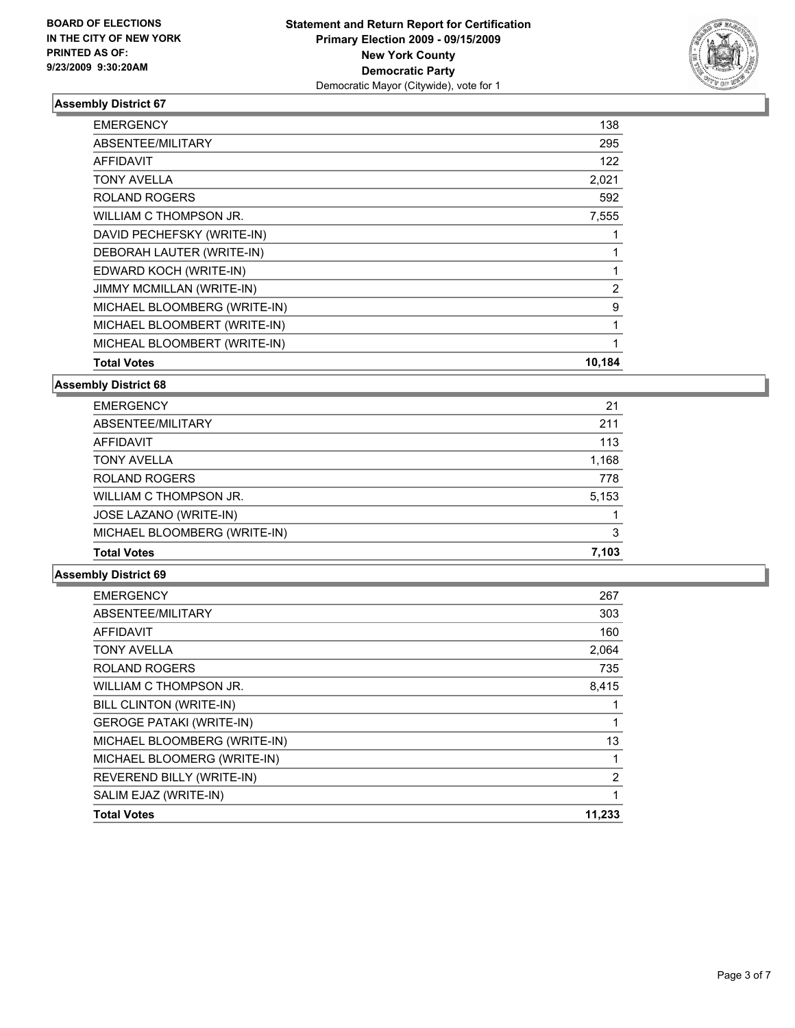**BOARD OF ELECTIONS IN THE CITY OF NEW YORK PRINTED AS OF: 9/23/2009 9:30:20AM**

**Statement and Return Report for Certification**
**Primary Election 2009 - 09/15/2009**
**New York County**
**Democratic Party**
Democratic Mayor (Citywide), vote for 1

### Assembly District 67

| | |
|---|---|
| EMERGENCY | 138 |
| ABSENTEE/MILITARY | 295 |
| AFFIDAVIT | 122 |
| TONY AVELLA | 2,021 |
| ROLAND ROGERS | 592 |
| WILLIAM C THOMPSON JR. | 7,555 |
| DAVID PECHEFSKY (WRITE-IN) | 1 |
| DEBORAH LAUTER (WRITE-IN) | 1 |
| EDWARD KOCH (WRITE-IN) | 1 |
| JIMMY MCMILLAN (WRITE-IN) | 2 |
| MICHAEL BLOOMBERG (WRITE-IN) | 9 |
| MICHAEL BLOOMBERT (WRITE-IN) | 1 |
| MICHEAL BLOOMBERT (WRITE-IN) | 1 |
| **Total Votes** | **10,184** |

### Assembly District 68

| | |
|---|---|
| EMERGENCY | 21 |
| ABSENTEE/MILITARY | 211 |
| AFFIDAVIT | 113 |
| TONY AVELLA | 1,168 |
| ROLAND ROGERS | 778 |
| WILLIAM C THOMPSON JR. | 5,153 |
| JOSE LAZANO (WRITE-IN) | 1 |
| MICHAEL BLOOMBERG (WRITE-IN) | 3 |
| **Total Votes** | **7,103** |

### Assembly District 69

| | |
|---|---|
| EMERGENCY | 267 |
| ABSENTEE/MILITARY | 303 |
| AFFIDAVIT | 160 |
| TONY AVELLA | 2,064 |
| ROLAND ROGERS | 735 |
| WILLIAM C THOMPSON JR. | 8,415 |
| BILL CLINTON (WRITE-IN) | 1 |
| GEROGE PATAKI (WRITE-IN) | 1 |
| MICHAEL BLOOMBERG (WRITE-IN) | 13 |
| MICHAEL BLOOMERG (WRITE-IN) | 1 |
| REVEREND BILLY (WRITE-IN) | 2 |
| SALIM EJAZ (WRITE-IN) | 1 |
| **Total Votes** | **11,233** |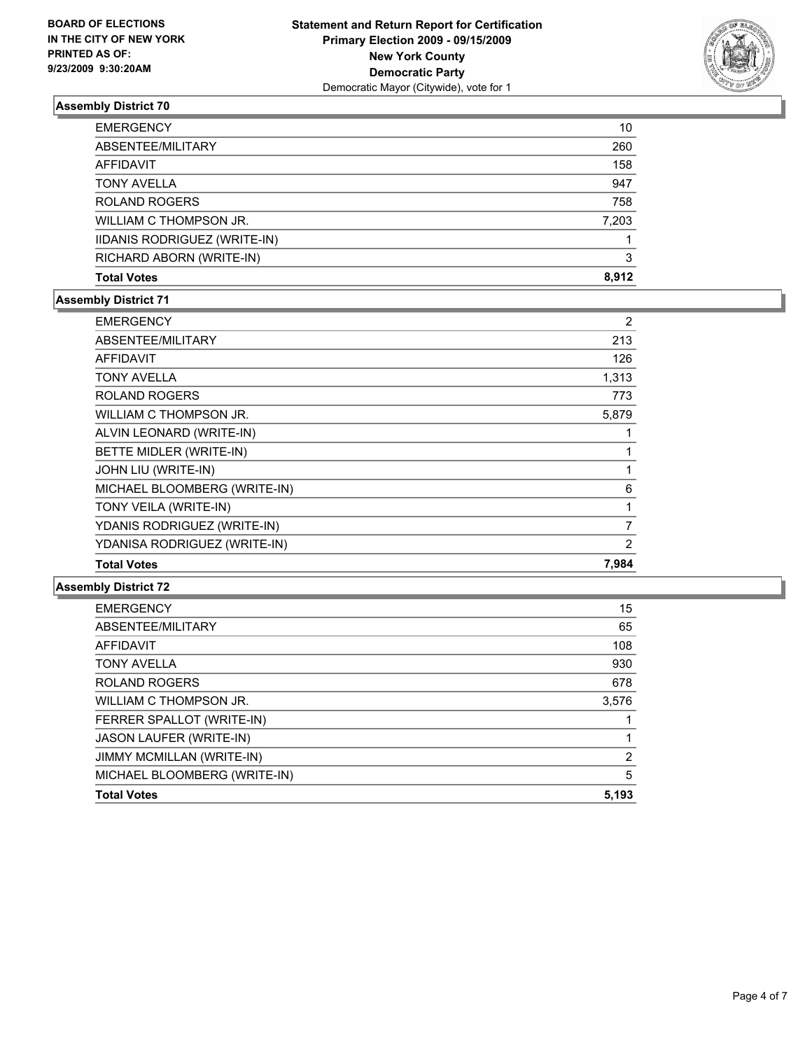**BOARD OF ELECTIONS IN THE CITY OF NEW YORK PRINTED AS OF: 9/23/2009 9:30:20AM**

# Statement and Return Report for Certification
## Primary Election 2009 - 09/15/2009
## New York County
## Democratic Party
Democratic Mayor (Citywide), vote for 1

### Assembly District 70

| | |
|---|---|
| EMERGENCY | 10 |
| ABSENTEE/MILITARY | 260 |
| AFFIDAVIT | 158 |
| TONY AVELLA | 947 |
| ROLAND ROGERS | 758 |
| WILLIAM C THOMPSON JR. | 7,203 |
| IIDANIS RODRIGUEZ (WRITE-IN) | 1 |
| RICHARD ABORN (WRITE-IN) | 3 |
| **Total Votes** | **8,912** |

### Assembly District 71

| | |
|---|---|
| EMERGENCY | 2 |
| ABSENTEE/MILITARY | 213 |
| AFFIDAVIT | 126 |
| TONY AVELLA | 1,313 |
| ROLAND ROGERS | 773 |
| WILLIAM C THOMPSON JR. | 5,879 |
| ALVIN LEONARD (WRITE-IN) | 1 |
| BETTE MIDLER (WRITE-IN) | 1 |
| JOHN LIU (WRITE-IN) | 1 |
| MICHAEL BLOOMBERG (WRITE-IN) | 6 |
| TONY VEILA (WRITE-IN) | 1 |
| YDANIS RODRIGUEZ (WRITE-IN) | 7 |
| YDANISA RODRIGUEZ (WRITE-IN) | 2 |
| **Total Votes** | **7,984** |

### Assembly District 72

| | |
|---|---|
| EMERGENCY | 15 |
| ABSENTEE/MILITARY | 65 |
| AFFIDAVIT | 108 |
| TONY AVELLA | 930 |
| ROLAND ROGERS | 678 |
| WILLIAM C THOMPSON JR. | 3,576 |
| FERRER SPALLOT (WRITE-IN) | 1 |
| JASON LAUFER (WRITE-IN) | 1 |
| JIMMY MCMILLAN (WRITE-IN) | 2 |
| MICHAEL BLOOMBERG (WRITE-IN) | 5 |
| **Total Votes** | **5,193** |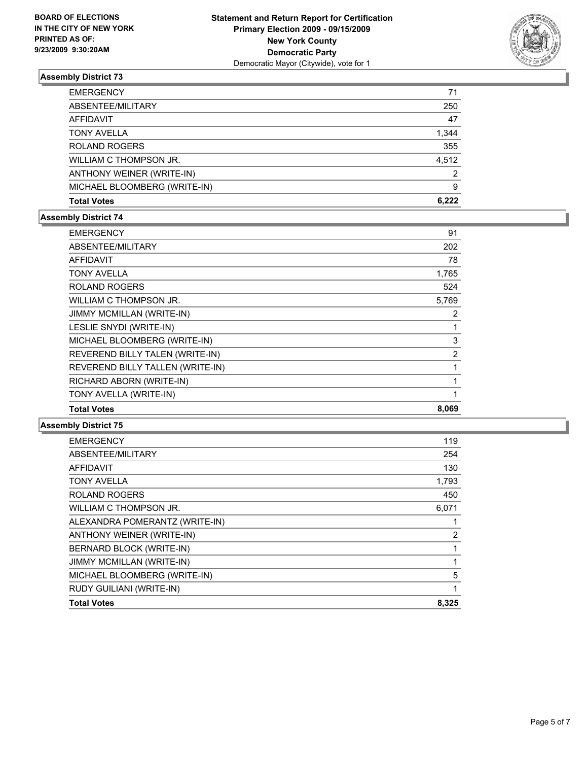**BOARD OF ELECTIONS IN THE CITY OF NEW YORK PRINTED AS OF: 9/23/2009 9:30:20AM**

**Statement and Return Report for Certification**
**Primary Election 2009 - 09/15/2009**
**New York County**
**Democratic Party**
Democratic Mayor (Citywide), vote for 1

### Assembly District 73

| | |
|---|---|
| EMERGENCY | 71 |
| ABSENTEE/MILITARY | 250 |
| AFFIDAVIT | 47 |
| TONY AVELLA | 1,344 |
| ROLAND ROGERS | 355 |
| WILLIAM C THOMPSON JR. | 4,512 |
| ANTHONY WEINER (WRITE-IN) | 2 |
| MICHAEL BLOOMBERG (WRITE-IN) | 9 |
| **Total Votes** | **6,222** |

### Assembly District 74

| | |
|---|---|
| EMERGENCY | 91 |
| ABSENTEE/MILITARY | 202 |
| AFFIDAVIT | 78 |
| TONY AVELLA | 1,765 |
| ROLAND ROGERS | 524 |
| WILLIAM C THOMPSON JR. | 5,769 |
| JIMMY MCMILLAN (WRITE-IN) | 2 |
| LESLIE SNYDI (WRITE-IN) | 1 |
| MICHAEL BLOOMBERG (WRITE-IN) | 3 |
| REVEREND BILLY TALEN (WRITE-IN) | 2 |
| REVEREND BILLY TALLEN (WRITE-IN) | 1 |
| RICHARD ABORN (WRITE-IN) | 1 |
| TONY AVELLA (WRITE-IN) | 1 |
| **Total Votes** | **8,069** |

### Assembly District 75

| | |
|---|---|
| EMERGENCY | 119 |
| ABSENTEE/MILITARY | 254 |
| AFFIDAVIT | 130 |
| TONY AVELLA | 1,793 |
| ROLAND ROGERS | 450 |
| WILLIAM C THOMPSON JR. | 6,071 |
| ALEXANDRA POMERANTZ (WRITE-IN) | 1 |
| ANTHONY WEINER (WRITE-IN) | 2 |
| BERNARD BLOCK (WRITE-IN) | 1 |
| JIMMY MCMILLAN (WRITE-IN) | 1 |
| MICHAEL BLOOMBERG (WRITE-IN) | 5 |
| RUDY GUILIANI (WRITE-IN) | 1 |
| **Total Votes** | **8,325** |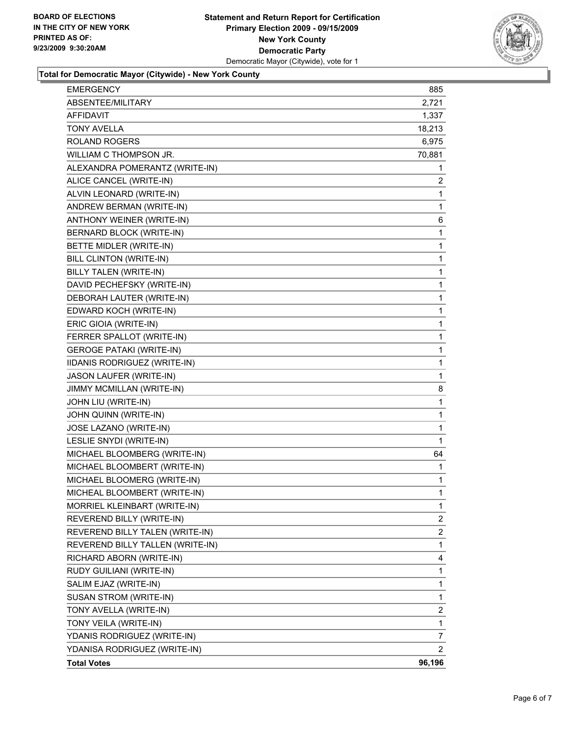**BOARD OF ELECTIONS**
**IN THE CITY OF NEW YORK**
**PRINTED AS OF:**
**9/23/2009 9:30:20AM**

**Statement and Return Report for Certification**
**Primary Election 2009 - 09/15/2009**
**New York County**
**Democratic Party**
Democratic Mayor (Citywide), vote for 1

## Total for Democratic Mayor (Citywide) - New York County

| | |
|---|---|
| EMERGENCY | 885 |
| ABSENTEE/MILITARY | 2,721 |
| AFFIDAVIT | 1,337 |
| TONY AVELLA | 18,213 |
| ROLAND ROGERS | 6,975 |
| WILLIAM C THOMPSON JR. | 70,881 |
| ALEXANDRA POMERANTZ (WRITE-IN) | 1 |
| ALICE CANCEL (WRITE-IN) | 2 |
| ALVIN LEONARD (WRITE-IN) | 1 |
| ANDREW BERMAN (WRITE-IN) | 1 |
| ANTHONY WEINER (WRITE-IN) | 6 |
| BERNARD BLOCK (WRITE-IN) | 1 |
| BETTE MIDLER (WRITE-IN) | 1 |
| BILL CLINTON (WRITE-IN) | 1 |
| BILLY TALEN (WRITE-IN) | 1 |
| DAVID PECHEFSKY (WRITE-IN) | 1 |
| DEBORAH LAUTER (WRITE-IN) | 1 |
| EDWARD KOCH (WRITE-IN) | 1 |
| ERIC GIOIA (WRITE-IN) | 1 |
| FERRER SPALLOT (WRITE-IN) | 1 |
| GEROGE PATAKI (WRITE-IN) | 1 |
| IIDANIS RODRIGUEZ (WRITE-IN) | 1 |
| JASON LAUFER (WRITE-IN) | 1 |
| JIMMY MCMILLAN (WRITE-IN) | 8 |
| JOHN LIU (WRITE-IN) | 1 |
| JOHN QUINN (WRITE-IN) | 1 |
| JOSE LAZANO (WRITE-IN) | 1 |
| LESLIE SNYDI (WRITE-IN) | 1 |
| MICHAEL BLOOMBERG (WRITE-IN) | 64 |
| MICHAEL BLOOMBERT (WRITE-IN) | 1 |
| MICHAEL BLOOMERG (WRITE-IN) | 1 |
| MICHEAL BLOOMBERT (WRITE-IN) | 1 |
| MORRIEL KLEINBART (WRITE-IN) | 1 |
| REVEREND BILLY (WRITE-IN) | 2 |
| REVEREND BILLY TALEN (WRITE-IN) | 2 |
| REVEREND BILLY TALLEN (WRITE-IN) | 1 |
| RICHARD ABORN (WRITE-IN) | 4 |
| RUDY GUILIANI (WRITE-IN) | 1 |
| SALIM EJAZ (WRITE-IN) | 1 |
| SUSAN STROM (WRITE-IN) | 1 |
| TONY AVELLA (WRITE-IN) | 2 |
| TONY VEILA (WRITE-IN) | 1 |
| YDANIS RODRIGUEZ (WRITE-IN) | 7 |
| YDANISA RODRIGUEZ (WRITE-IN) | 2 |
| **Total Votes** | **96,196** |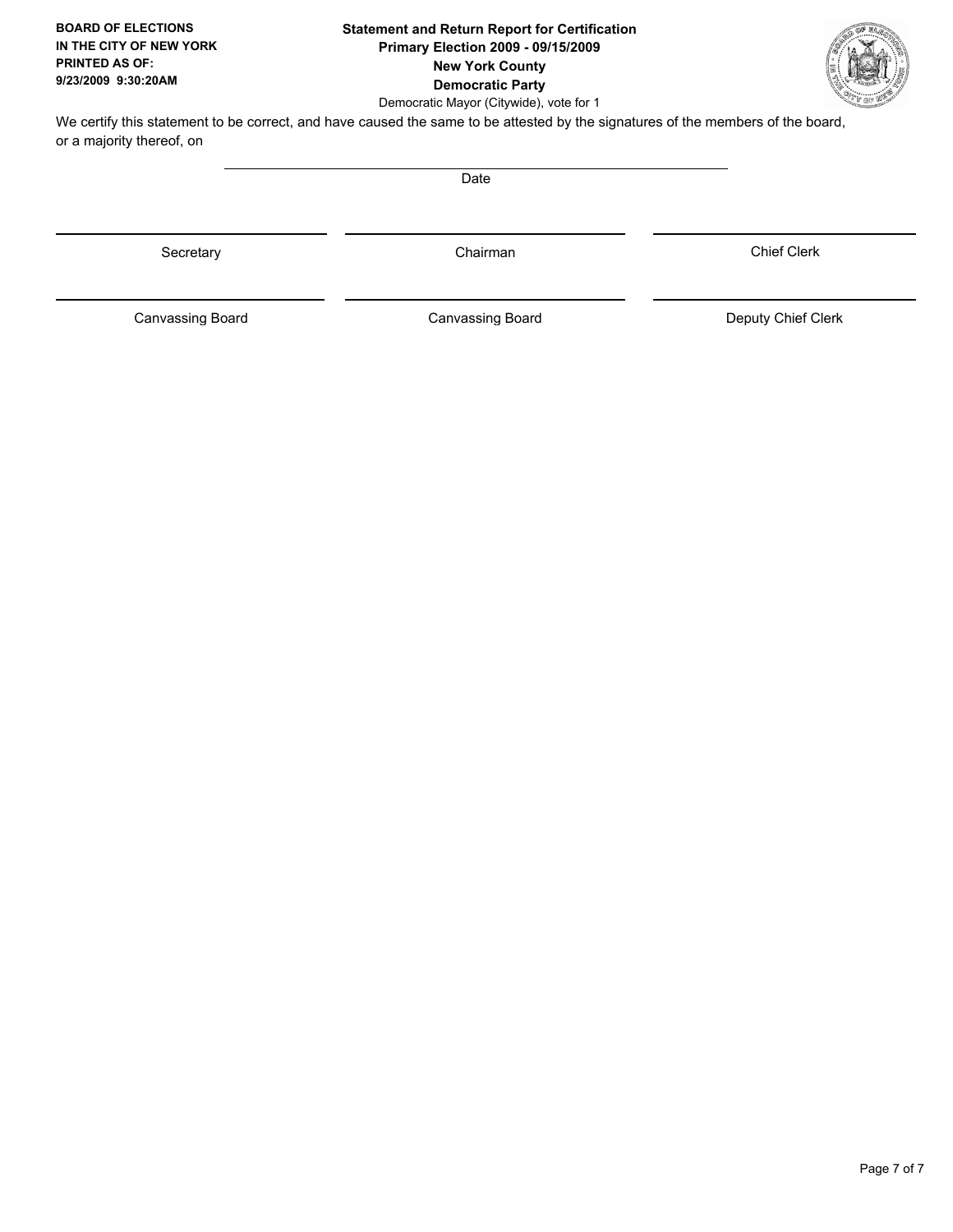**BOARD OF ELECTIONS**
**IN THE CITY OF NEW YORK**
**PRINTED AS OF:**
**9/23/2009 9:30:20AM**

**Statement and Return Report for Certification**
**Primary Election 2009 - 09/15/2009**
**New York County**
**Democratic Party**
Democratic Mayor (Citywide), vote for 1

We certify this statement to be correct, and have caused the same to be attested by the signatures of the members of the board, or a majority thereof, on

Date

| | | |
|---|---|---|
| Secretary | Chairman | Chief Clerk |
| Canvassing Board | Canvassing Board | Deputy Chief Clerk |